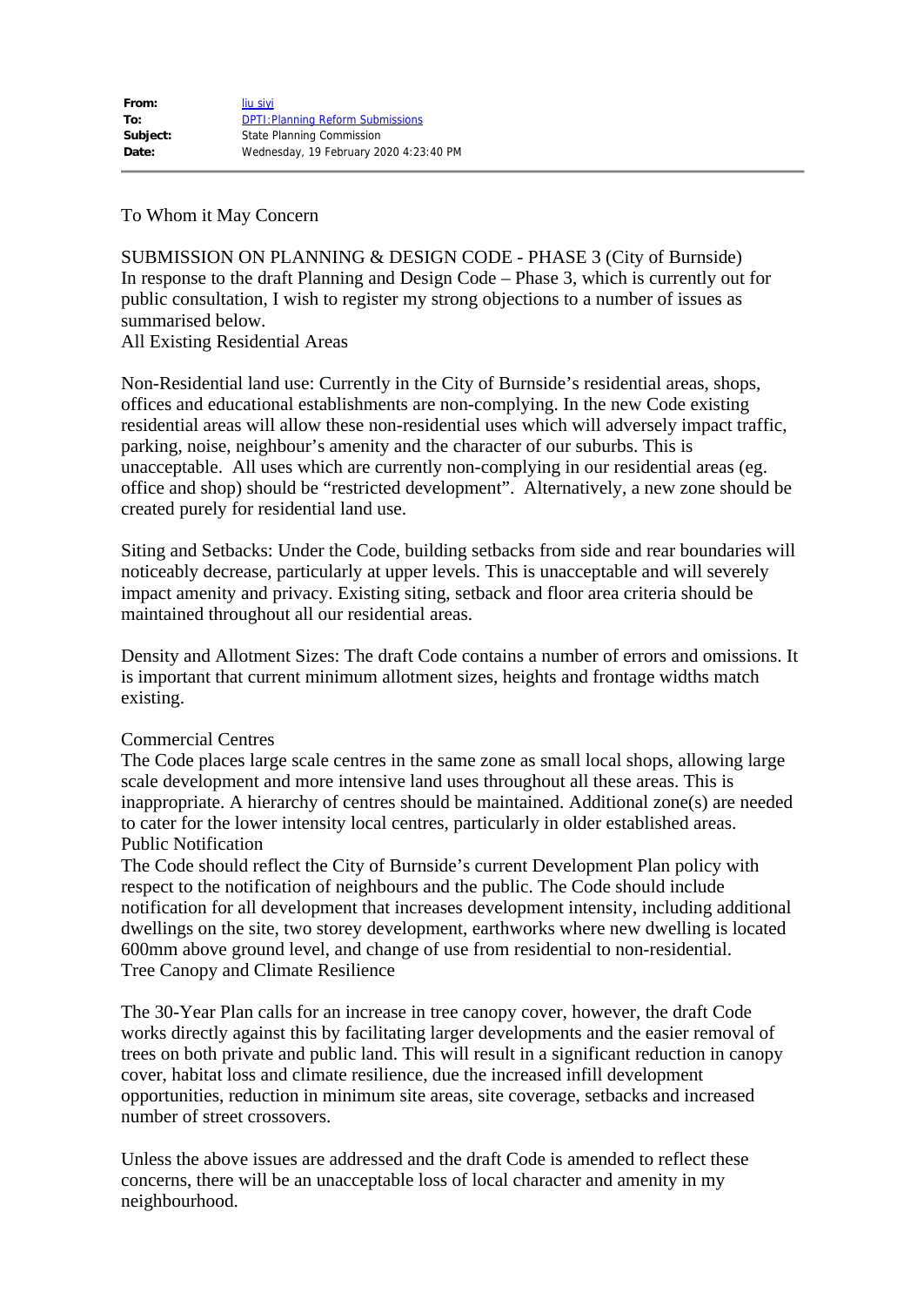**From:** liu siyi
**To:** DPTI:Planning Reform Submissions
**Subject:** State Planning Commission
**Date:** Wednesday, 19 February 2020 4:23:40 PM

---

To Whom it May Concern

SUBMISSION ON PLANNING & DESIGN CODE - PHASE 3 (City of Burnside)
In response to the draft Planning and Design Code – Phase 3, which is currently out for public consultation, I wish to register my strong objections to a number of issues as summarised below.
All Existing Residential Areas

Non-Residential land use: Currently in the City of Burnside's residential areas, shops, offices and educational establishments are non-complying. In the new Code existing residential areas will allow these non-residential uses which will adversely impact traffic, parking, noise, neighbour's amenity and the character of our suburbs. This is unacceptable. All uses which are currently non-complying in our residential areas (eg. office and shop) should be "restricted development". Alternatively, a new zone should be created purely for residential land use.

Siting and Setbacks: Under the Code, building setbacks from side and rear boundaries will noticeably decrease, particularly at upper levels. This is unacceptable and will severely impact amenity and privacy. Existing siting, setback and floor area criteria should be maintained throughout all our residential areas.

Density and Allotment Sizes: The draft Code contains a number of errors and omissions. It is important that current minimum allotment sizes, heights and frontage widths match existing.

Commercial Centres
The Code places large scale centres in the same zone as small local shops, allowing large scale development and more intensive land uses throughout all these areas. This is inappropriate. A hierarchy of centres should be maintained. Additional zone(s) are needed to cater for the lower intensity local centres, particularly in older established areas.
Public Notification
The Code should reflect the City of Burnside's current Development Plan policy with respect to the notification of neighbours and the public. The Code should include notification for all development that increases development intensity, including additional dwellings on the site, two storey development, earthworks where new dwelling is located 600mm above ground level, and change of use from residential to non-residential.
Tree Canopy and Climate Resilience

The 30-Year Plan calls for an increase in tree canopy cover, however, the draft Code works directly against this by facilitating larger developments and the easier removal of trees on both private and public land. This will result in a significant reduction in canopy cover, habitat loss and climate resilience, due the increased infill development opportunities, reduction in minimum site areas, site coverage, setbacks and increased number of street crossovers.

Unless the above issues are addressed and the draft Code is amended to reflect these concerns, there will be an unacceptable loss of local character and amenity in my neighbourhood.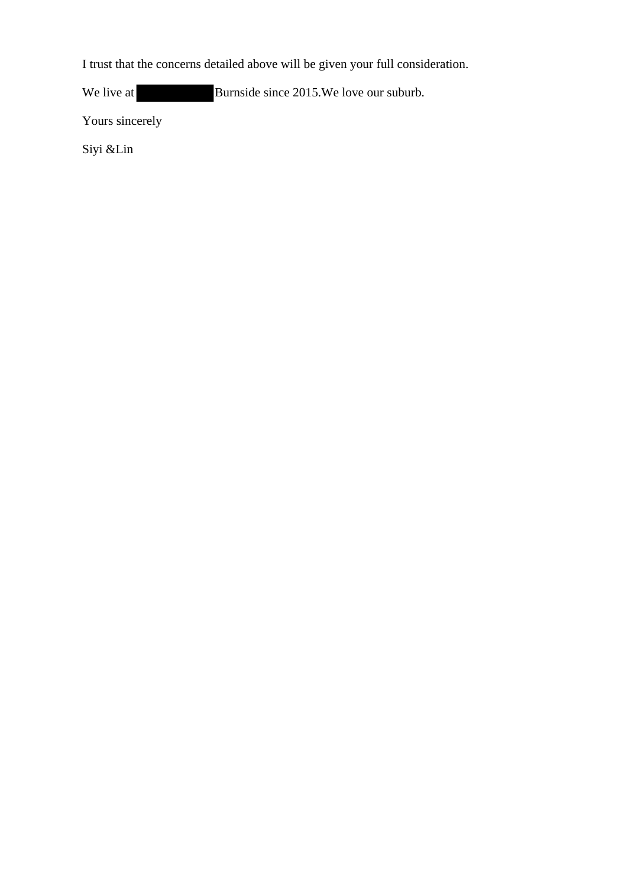I trust that the concerns detailed above will be given your full consideration.

We live at ████████ Burnside since 2015.We love our suburb.

Yours sincerely

Siyi &Lin